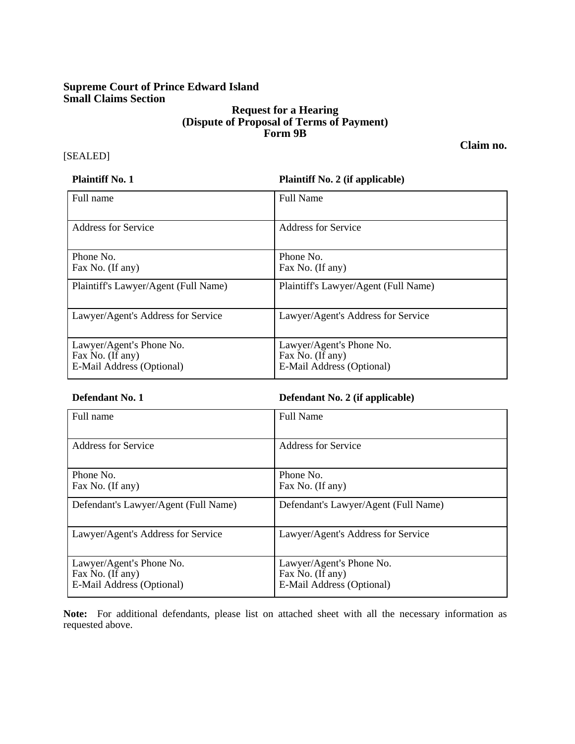**Supreme Court of Prince Edward Island**
**Small Claims Section**

**Request for a Hearing**
**(Dispute of Proposal of Terms of Payment)**
**Form 9B**

**Claim no.**

[SEALED]

| **Plaintiff No. 1** | **Plaintiff No. 2 (if applicable)** |
| --- | --- |
| Full name | Full Name |
| Address for Service | Address for Service |
| Phone No.<br>Fax No. (If any) | Phone No.<br>Fax No. (If any) |
| Plaintiff's Lawyer/Agent (Full Name) | Plaintiff's Lawyer/Agent (Full Name) |
| Lawyer/Agent's Address for Service | Lawyer/Agent's Address for Service |
| Lawyer/Agent's Phone No.<br>Fax No. (If any)<br>E-Mail Address (Optional) | Lawyer/Agent's Phone No.<br>Fax No. (If any)<br>E-Mail Address (Optional) |

| **Defendant No. 1** | **Defendant No. 2 (if applicable)** |
| --- | --- |
| Full name | Full Name |
| Address for Service | Address for Service |
| Phone No.<br>Fax No. (If any) | Phone No.<br>Fax No. (If any) |
| Defendant's Lawyer/Agent (Full Name) | Defendant's Lawyer/Agent (Full Name) |
| Lawyer/Agent's Address for Service | Lawyer/Agent's Address for Service |
| Lawyer/Agent's Phone No.<br>Fax No. (If any)<br>E-Mail Address (Optional) | Lawyer/Agent's Phone No.<br>Fax No. (If any)<br>E-Mail Address (Optional) |

**Note:** For additional defendants, please list on attached sheet with all the necessary information as requested above.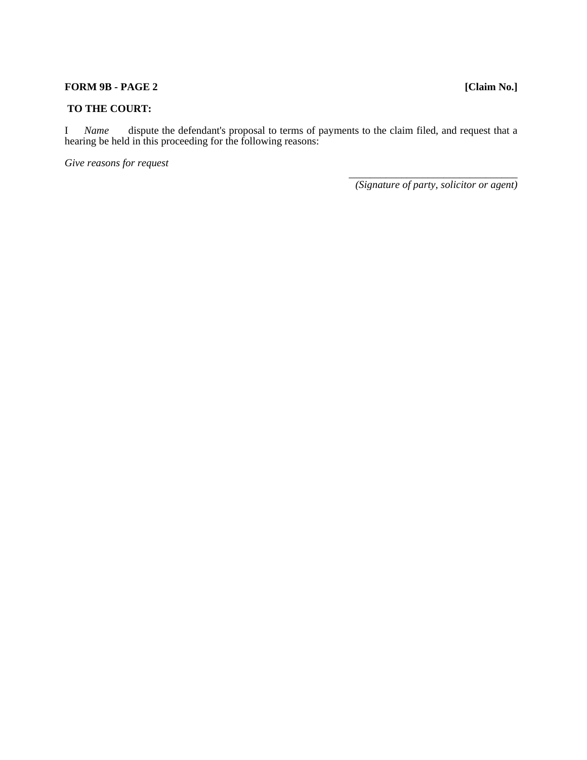**FORM 9B - PAGE 2** **[Claim No.]**

**TO THE COURT:**

I *Name* dispute the defendant's proposal to terms of payments to the claim filed, and request that a hearing be held in this proceeding for the following reasons:

*Give reasons for request*

\_\_\_\_\_\_\_\_\_\_\_\_\_\_\_\_\_\_\_\_\_\_\_\_\_\_\_\_\_\_\_\_
*(Signature of party, solicitor or agent)*